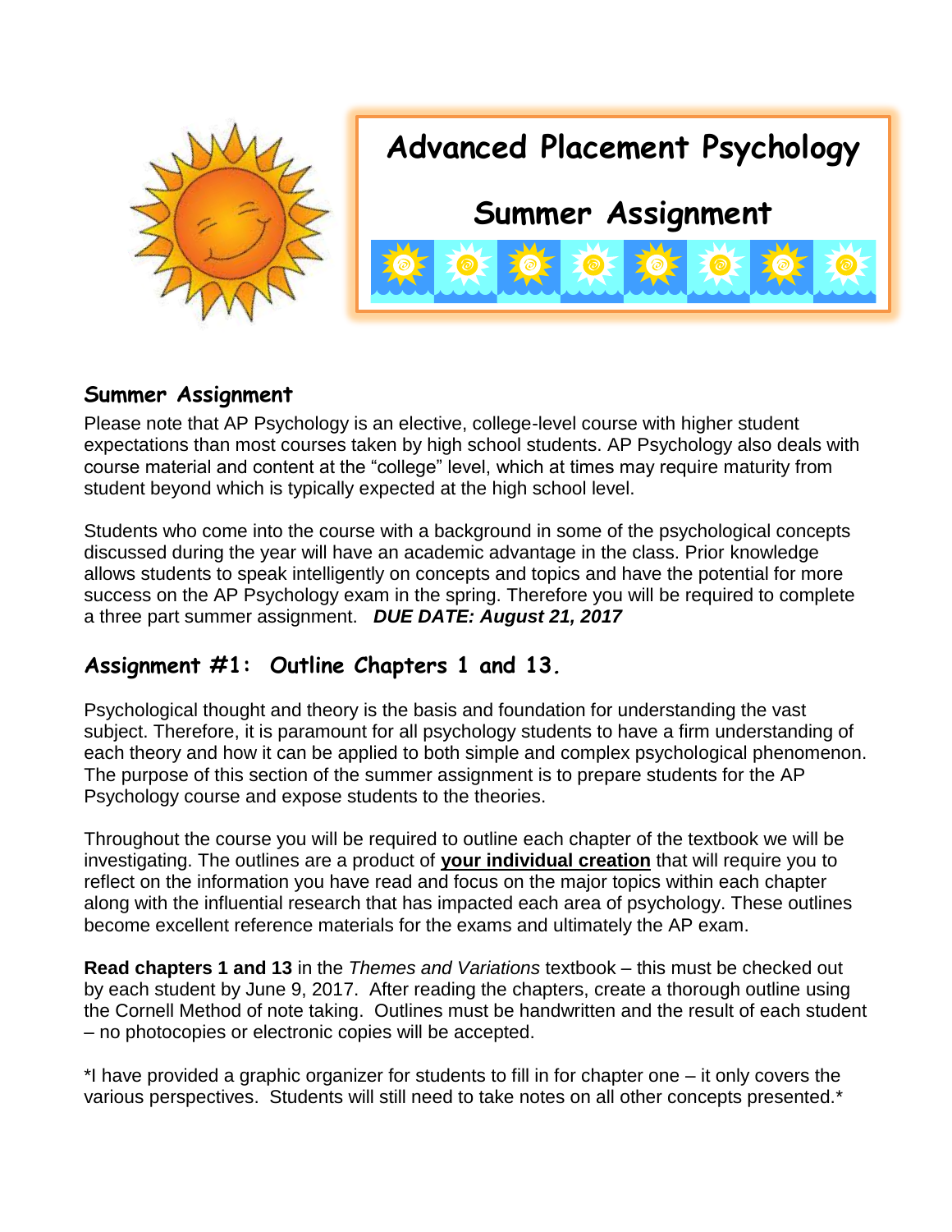# Advanced Placement Psychology

# Summer Assignment

## Summer Assignment

Please note that AP Psychology is an elective, college-level course with higher student expectations than most courses taken by high school students. AP Psychology also deals with course material and content at the "college" level, which at times may require maturity from student beyond which is typically expected at the high school level.

Students who come into the course with a background in some of the psychological concepts discussed during the year will have an academic advantage in the class. Prior knowledge allows students to speak intelligently on concepts and topics and have the potential for more success on the AP Psychology exam in the spring. Therefore you will be required to complete a three part summer assignment. ***DUE DATE: August 21, 2017***

## Assignment #1: Outline Chapters 1 and 13.

Psychological thought and theory is the basis and foundation for understanding the vast subject. Therefore, it is paramount for all psychology students to have a firm understanding of each theory and how it can be applied to both simple and complex psychological phenomenon. The purpose of this section of the summer assignment is to prepare students for the AP Psychology course and expose students to the theories.

Throughout the course you will be required to outline each chapter of the textbook we will be investigating. The outlines are a product of **<u>your individual creation</u>** that will require you to reflect on the information you have read and focus on the major topics within each chapter along with the influential research that has impacted each area of psychology. These outlines become excellent reference materials for the exams and ultimately the AP exam.

**Read chapters 1 and 13** in the *Themes and Variations* textbook – this must be checked out by each student by June 9, 2017. After reading the chapters, create a thorough outline using the Cornell Method of note taking. Outlines must be handwritten and the result of each student – no photocopies or electronic copies will be accepted.

*I have provided a graphic organizer for students to fill in for chapter one – it only covers the various perspectives. Students will still need to take notes on all other concepts presented.*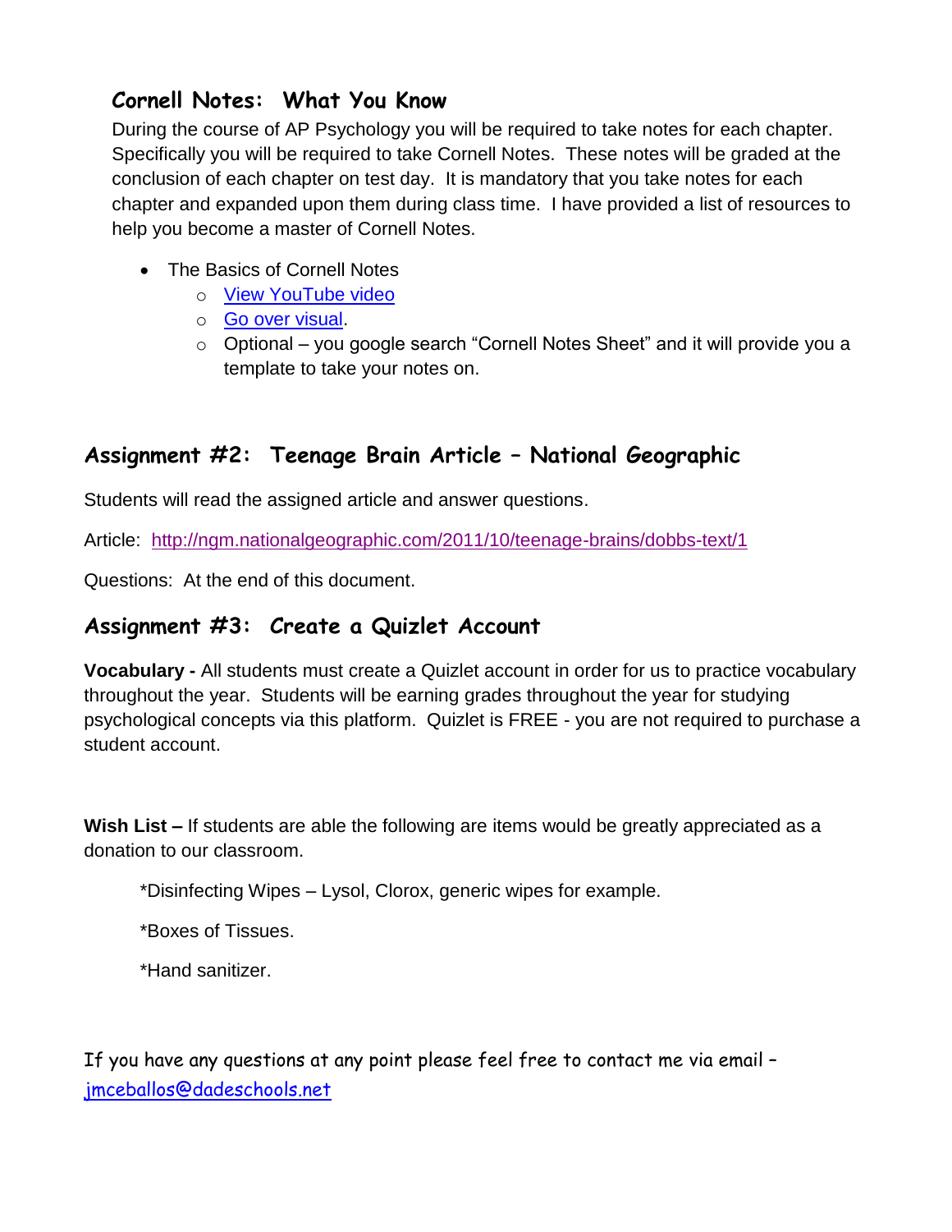## Cornell Notes: What You Know

During the course of AP Psychology you will be required to take notes for each chapter. Specifically you will be required to take Cornell Notes. These notes will be graded at the conclusion of each chapter on test day. It is mandatory that you take notes for each chapter and expanded upon them during class time. I have provided a list of resources to help you become a master of Cornell Notes.

- The Basics of Cornell Notes
  - View YouTube video
  - Go over visual.
  - Optional – you google search "Cornell Notes Sheet" and it will provide you a template to take your notes on.

## Assignment #2: Teenage Brain Article – National Geographic

Students will read the assigned article and answer questions.

Article: http://ngm.nationalgeographic.com/2011/10/teenage-brains/dobbs-text/1

Questions: At the end of this document.

## Assignment #3: Create a Quizlet Account

**Vocabulary -** All students must create a Quizlet account in order for us to practice vocabulary throughout the year. Students will be earning grades throughout the year for studying psychological concepts via this platform. Quizlet is FREE - you are not required to purchase a student account.

**Wish List –** If students are able the following are items would be greatly appreciated as a donation to our classroom.

*Disinfecting Wipes – Lysol, Clorox, generic wipes for example.

*Boxes of Tissues.

*Hand sanitizer.

If you have any questions at any point please feel free to contact me via email – jmceballos@dadeschools.net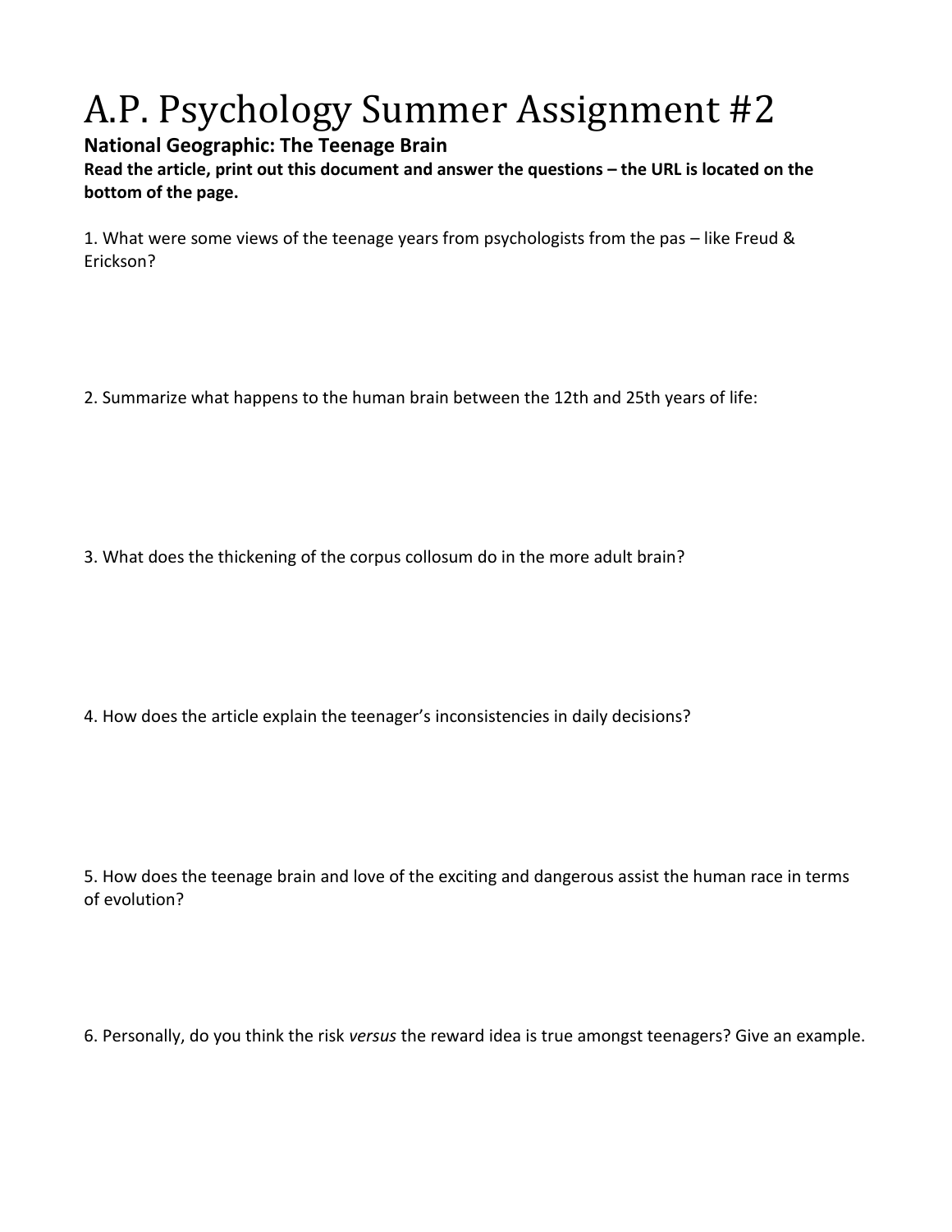# A.P. Psychology Summer Assignment #2

**National Geographic: The Teenage Brain**

**Read the article, print out this document and answer the questions – the URL is located on the bottom of the page.**

1. What were some views of the teenage years from psychologists from the pas – like Freud & Erickson?

2. Summarize what happens to the human brain between the 12th and 25th years of life:

3. What does the thickening of the corpus collosum do in the more adult brain?

4. How does the article explain the teenager's inconsistencies in daily decisions?

5. How does the teenage brain and love of the exciting and dangerous assist the human race in terms of evolution?

6. Personally, do you think the risk *versus* the reward idea is true amongst teenagers? Give an example.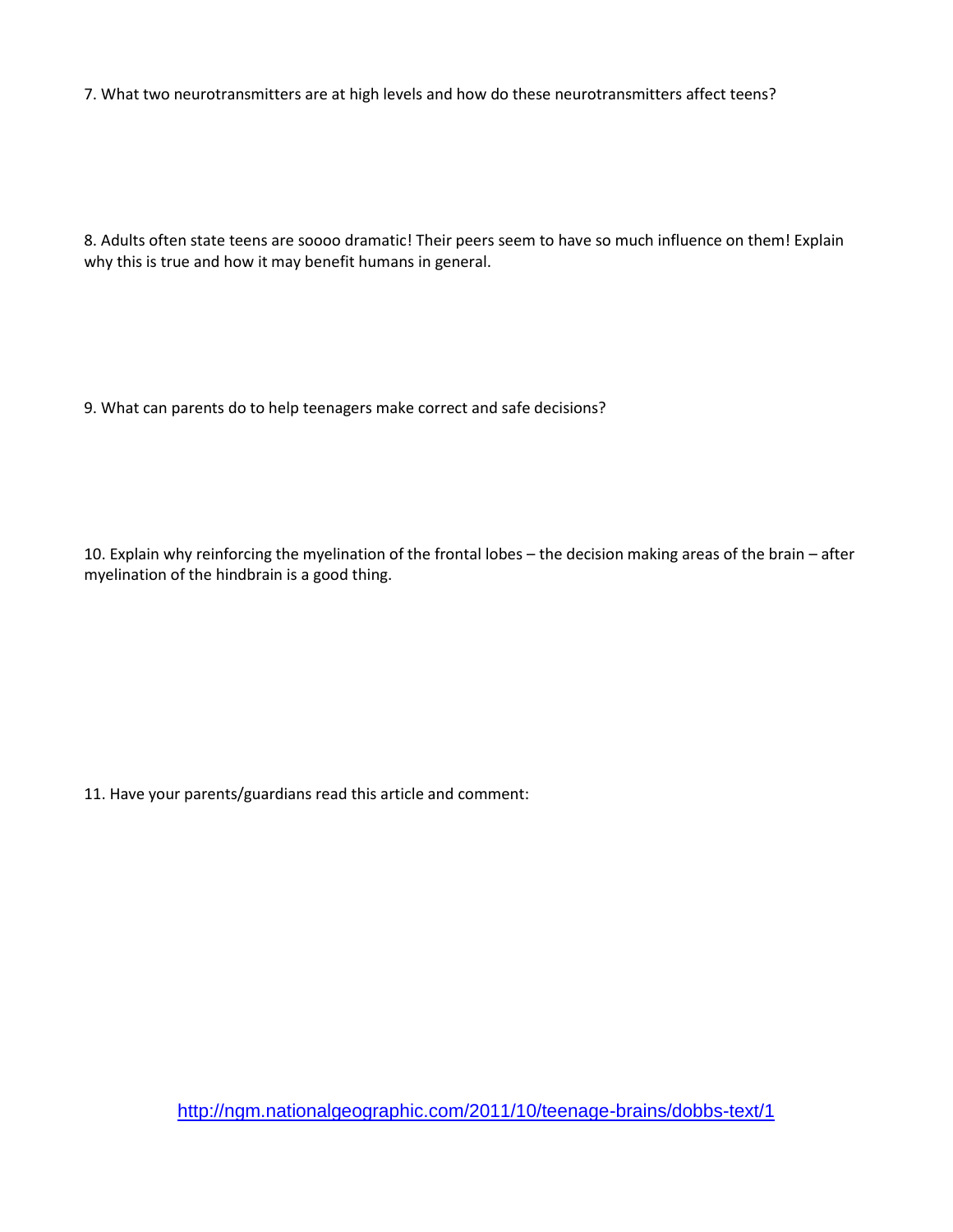7. What two neurotransmitters are at high levels and how do these neurotransmitters affect teens?

8. Adults often state teens are soooo dramatic! Their peers seem to have so much influence on them! Explain why this is true and how it may benefit humans in general.

9. What can parents do to help teenagers make correct and safe decisions?

10. Explain why reinforcing the myelination of the frontal lobes – the decision making areas of the brain – after myelination of the hindbrain is a good thing.

11. Have your parents/guardians read this article and comment:

http://ngm.nationalgeographic.com/2011/10/teenage-brains/dobbs-text/1